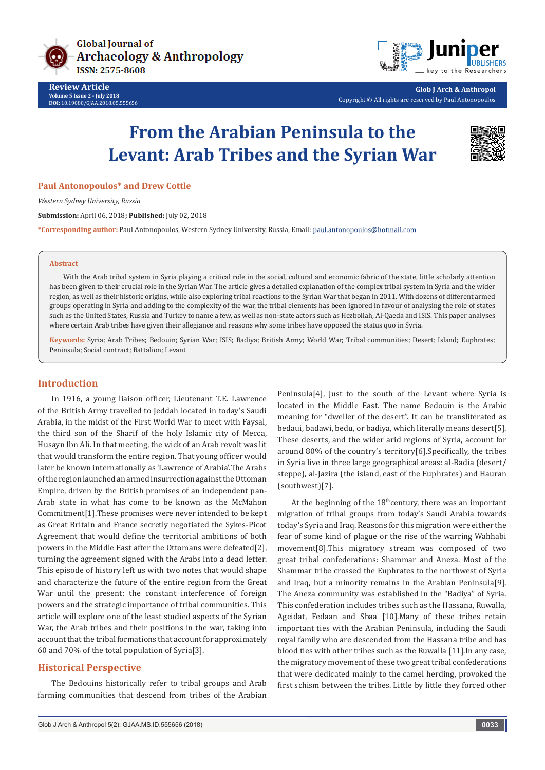Review Article

# From the Arabian Peninsula to the Levant: Arab Tribes and the Syrian War

**Paul Antonopoulos* and Drew Cottle**

*Western Sydney University, Russia*

**Submission:** April 06, 2018**; Published:** July 02, 2018

***Corresponding author:** Paul Antonopoulos, Western Sydney University, Russia, Email: paul.antonopoulos@hotmail.com

## Abstract

With the Arab tribal system in Syria playing a critical role in the social, cultural and economic fabric of the state, little scholarly attention has been given to their crucial role in the Syrian War. The article gives a detailed explanation of the complex tribal system in Syria and the wider region, as well as their historic origins, while also exploring tribal reactions to the Syrian War that began in 2011. With dozens of different armed groups operating in Syria and adding to the complexity of the war, the tribal elements has been ignored in favour of analysing the role of states such as the United States, Russia and Turkey to name a few, as well as non-state actors such as Hezbollah, Al-Qaeda and ISIS. This paper analyses where certain Arab tribes have given their allegiance and reasons why some tribes have opposed the status quo in Syria.

**Keywords:** Syria; Arab Tribes; Bedouin; Syrian War; ISIS; Badiya; British Army; World War; Tribal communities; Desert; Island; Euphrates; Peninsula; Social contract; Battalion; Levant

## Introduction

In 1916, a young liaison officer, Lieutenant T.E. Lawrence of the British Army travelled to Jeddah located in today's Saudi Arabia, in the midst of the First World War to meet with Faysal, the third son of the Sharif of the holy Islamic city of Mecca, Husayn Ibn Ali. In that meeting, the wick of an Arab revolt was lit that would transform the entire region. That young officer would later be known internationally as 'Lawrence of Arabia'.The Arabs of the region launched an armed insurrection against the Ottoman Empire, driven by the British promises of an independent pan-Arab state in what has come to be known as the McMahon Commitment[1].These promises were never intended to be kept as Great Britain and France secretly negotiated the Sykes-Picot Agreement that would define the territorial ambitions of both powers in the Middle East after the Ottomans were defeated[2], turning the agreement signed with the Arabs into a dead letter. This episode of history left us with two notes that would shape and characterize the future of the entire region from the Great War until the present: the constant interference of foreign powers and the strategic importance of tribal communities. This article will explore one of the least studied aspects of the Syrian War, the Arab tribes and their positions in the war, taking into account that the tribal formations that account for approximately 60 and 70% of the total population of Syria[3].

## Historical Perspective

The Bedouins historically refer to tribal groups and Arab farming communities that descend from tribes of the Arabian Peninsula[4], just to the south of the Levant where Syria is located in the Middle East. The name Bedouin is the Arabic meaning for "dweller of the desert". It can be transliterated as bedaui, badawi, bedu, or badiya, which literally means desert[5]. These deserts, and the wider arid regions of Syria, account for around 80% of the country's territory[6].Specifically, the tribes in Syria live in three large geographical areas: al-Badia (desert/steppe), al-Jazira (the island, east of the Euphrates) and Hauran (southwest)[7].

At the beginning of the 18th century, there was an important migration of tribal groups from today's Saudi Arabia towards today's Syria and Iraq. Reasons for this migration were either the fear of some kind of plague or the rise of the warring Wahhabi movement[8].This migratory stream was composed of two great tribal confederations: Shammar and Aneza. Most of the Shammar tribe crossed the Euphrates to the northwest of Syria and Iraq, but a minority remains in the Arabian Peninsula[9]. The Aneza community was established in the "Badiya" of Syria. This confederation includes tribes such as the Hassana, Ruwalla, Ageidat, Fedaan and Sbaa [10].Many of these tribes retain important ties with the Arabian Peninsula, including the Saudi royal family who are descended from the Hassana tribe and has blood ties with other tribes such as the Ruwalla [11].In any case, the migratory movement of these two great tribal confederations that were dedicated mainly to the camel herding, provoked the first schism between the tribes. Little by little they forced other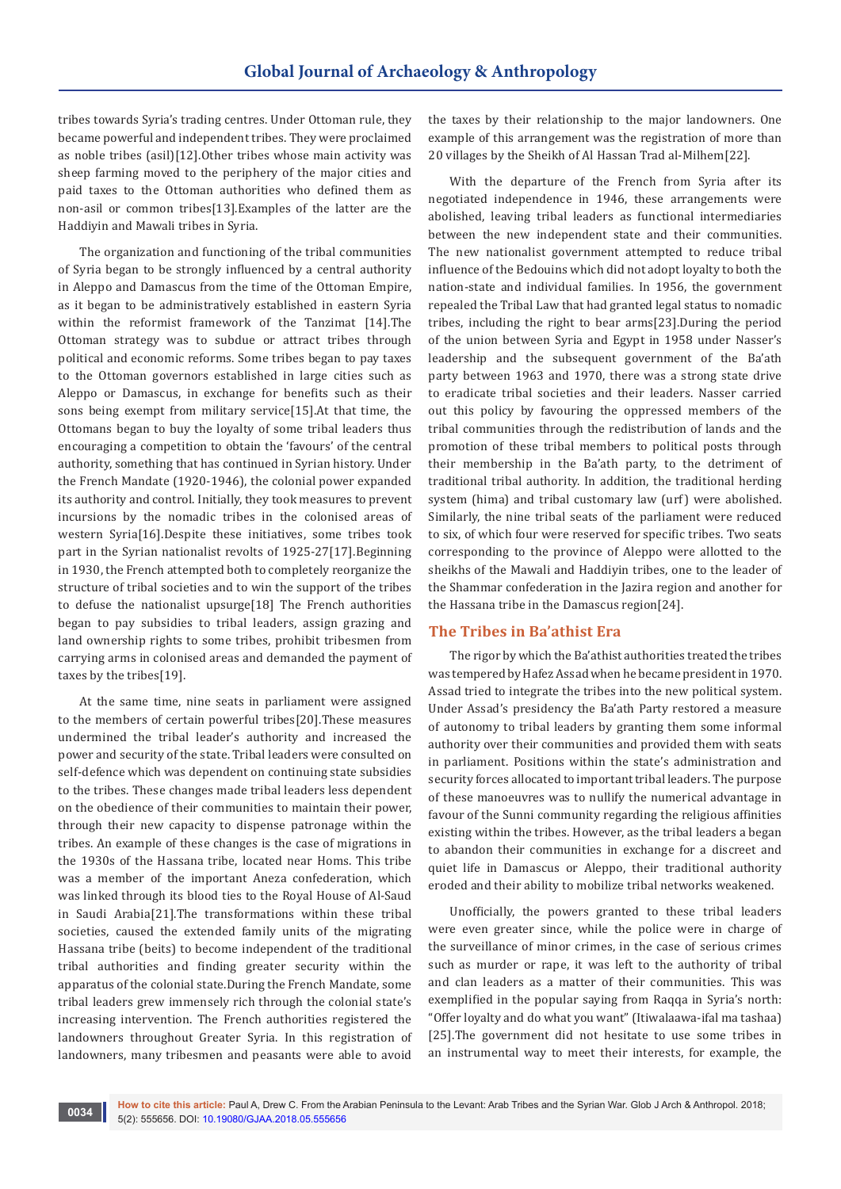tribes towards Syria's trading centres. Under Ottoman rule, they became powerful and independent tribes. They were proclaimed as noble tribes (asil)[12].Other tribes whose main activity was sheep farming moved to the periphery of the major cities and paid taxes to the Ottoman authorities who defined them as non-asil or common tribes[13].Examples of the latter are the Haddiyin and Mawali tribes in Syria.

The organization and functioning of the tribal communities of Syria began to be strongly influenced by a central authority in Aleppo and Damascus from the time of the Ottoman Empire, as it began to be administratively established in eastern Syria within the reformist framework of the Tanzimat [14].The Ottoman strategy was to subdue or attract tribes through political and economic reforms. Some tribes began to pay taxes to the Ottoman governors established in large cities such as Aleppo or Damascus, in exchange for benefits such as their sons being exempt from military service[15].At that time, the Ottomans began to buy the loyalty of some tribal leaders thus encouraging a competition to obtain the 'favours' of the central authority, something that has continued in Syrian history. Under the French Mandate (1920-1946), the colonial power expanded its authority and control. Initially, they took measures to prevent incursions by the nomadic tribes in the colonised areas of western Syria[16].Despite these initiatives, some tribes took part in the Syrian nationalist revolts of 1925-27[17].Beginning in 1930, the French attempted both to completely reorganize the structure of tribal societies and to win the support of the tribes to defuse the nationalist upsurge[18] The French authorities began to pay subsidies to tribal leaders, assign grazing and land ownership rights to some tribes, prohibit tribesmen from carrying arms in colonised areas and demanded the payment of taxes by the tribes[19].

At the same time, nine seats in parliament were assigned to the members of certain powerful tribes[20].These measures undermined the tribal leader's authority and increased the power and security of the state. Tribal leaders were consulted on self-defence which was dependent on continuing state subsidies to the tribes. These changes made tribal leaders less dependent on the obedience of their communities to maintain their power, through their new capacity to dispense patronage within the tribes. An example of these changes is the case of migrations in the 1930s of the Hassana tribe, located near Homs. This tribe was a member of the important Aneza confederation, which was linked through its blood ties to the Royal House of Al-Saud in Saudi Arabia[21].The transformations within these tribal societies, caused the extended family units of the migrating Hassana tribe (beits) to become independent of the traditional tribal authorities and finding greater security within the apparatus of the colonial state.During the French Mandate, some tribal leaders grew immensely rich through the colonial state's increasing intervention. The French authorities registered the landowners throughout Greater Syria. In this registration of landowners, many tribesmen and peasants were able to avoid the taxes by their relationship to the major landowners. One example of this arrangement was the registration of more than 20 villages by the Sheikh of Al Hassan Trad al-Milhem[22].

With the departure of the French from Syria after its negotiated independence in 1946, these arrangements were abolished, leaving tribal leaders as functional intermediaries between the new independent state and their communities. The new nationalist government attempted to reduce tribal influence of the Bedouins which did not adopt loyalty to both the nation-state and individual families. In 1956, the government repealed the Tribal Law that had granted legal status to nomadic tribes, including the right to bear arms[23].During the period of the union between Syria and Egypt in 1958 under Nasser's leadership and the subsequent government of the Ba'ath party between 1963 and 1970, there was a strong state drive to eradicate tribal societies and their leaders. Nasser carried out this policy by favouring the oppressed members of the tribal communities through the redistribution of lands and the promotion of these tribal members to political posts through their membership in the Ba'ath party, to the detriment of traditional tribal authority. In addition, the traditional herding system (hima) and tribal customary law (urf) were abolished. Similarly, the nine tribal seats of the parliament were reduced to six, of which four were reserved for specific tribes. Two seats corresponding to the province of Aleppo were allotted to the sheikhs of the Mawali and Haddiyin tribes, one to the leader of the Shammar confederation in the Jazira region and another for the Hassana tribe in the Damascus region[24].

## The Tribes in Ba'athist Era

The rigor by which the Ba'athist authorities treated the tribes was tempered by Hafez Assad when he became president in 1970. Assad tried to integrate the tribes into the new political system. Under Assad's presidency the Ba'ath Party restored a measure of autonomy to tribal leaders by granting them some informal authority over their communities and provided them with seats in parliament. Positions within the state's administration and security forces allocated to important tribal leaders. The purpose of these manoeuvres was to nullify the numerical advantage in favour of the Sunni community regarding the religious affinities existing within the tribes. However, as the tribal leaders a began to abandon their communities in exchange for a discreet and quiet life in Damascus or Aleppo, their traditional authority eroded and their ability to mobilize tribal networks weakened.

Unofficially, the powers granted to these tribal leaders were even greater since, while the police were in charge of the surveillance of minor crimes, in the case of serious crimes such as murder or rape, it was left to the authority of tribal and clan leaders as a matter of their communities. This was exemplified in the popular saying from Raqqa in Syria's north: "Offer loyalty and do what you want" (Itiwalaawa-ifal ma tashaa) [25].The government did not hesitate to use some tribes in an instrumental way to meet their interests, for example, the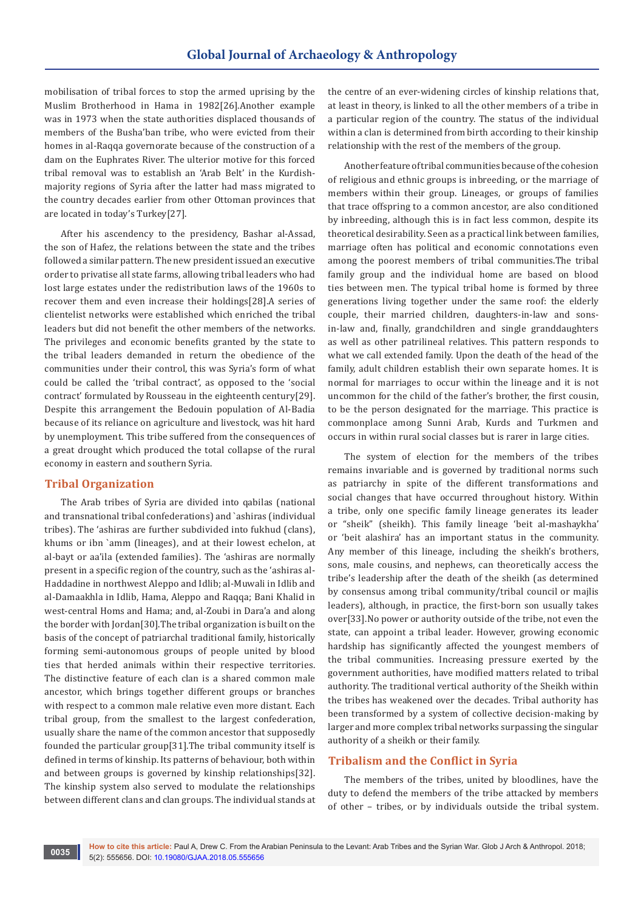mobilisation of tribal forces to stop the armed uprising by the Muslim Brotherhood in Hama in 1982[26].Another example was in 1973 when the state authorities displaced thousands of members of the Busha'ban tribe, who were evicted from their homes in al-Raqqa governorate because of the construction of a dam on the Euphrates River. The ulterior motive for this forced tribal removal was to establish an 'Arab Belt' in the Kurdish-majority regions of Syria after the latter had mass migrated to the country decades earlier from other Ottoman provinces that are located in today's Turkey[27].

After his ascendency to the presidency, Bashar al-Assad, the son of Hafez, the relations between the state and the tribes followed a similar pattern. The new president issued an executive order to privatise all state farms, allowing tribal leaders who had lost large estates under the redistribution laws of the 1960s to recover them and even increase their holdings[28].A series of clientelist networks were established which enriched the tribal leaders but did not benefit the other members of the networks. The privileges and economic benefits granted by the state to the tribal leaders demanded in return the obedience of the communities under their control, this was Syria's form of what could be called the 'tribal contract', as opposed to the 'social contract' formulated by Rousseau in the eighteenth century[29]. Despite this arrangement the Bedouin population of Al-Badia because of its reliance on agriculture and livestock, was hit hard by unemployment. This tribe suffered from the consequences of a great drought which produced the total collapse of the rural economy in eastern and southern Syria.

## Tribal Organization

The Arab tribes of Syria are divided into qabilas (national and transnational tribal confederations) and `ashiras (individual tribes). The 'ashiras are further subdivided into fukhud (clans), khums or ibn `amm (lineages), and at their lowest echelon, at al-bayt or aa'ila (extended families). The 'ashiras are normally present in a specific region of the country, such as the 'ashiras al-Haddadine in northwest Aleppo and Idlib; al-Muwali in Idlib and al-Damaakhla in Idlib, Hama, Aleppo and Raqqa; Bani Khalid in west-central Homs and Hama; and, al-Zoubi in Dara'a and along the border with Jordan[30].The tribal organization is built on the basis of the concept of patriarchal traditional family, historically forming semi-autonomous groups of people united by blood ties that herded animals within their respective territories. The distinctive feature of each clan is a shared common male ancestor, which brings together different groups or branches with respect to a common male relative even more distant. Each tribal group, from the smallest to the largest confederation, usually share the name of the common ancestor that supposedly founded the particular group[31].The tribal community itself is defined in terms of kinship. Its patterns of behaviour, both within and between groups is governed by kinship relationships[32]. The kinship system also served to modulate the relationships between different clans and clan groups. The individual stands at the centre of an ever-widening circles of kinship relations that, at least in theory, is linked to all the other members of a tribe in a particular region of the country. The status of the individual within a clan is determined from birth according to their kinship relationship with the rest of the members of the group.

Another feature of tribal communities because of the cohesion of religious and ethnic groups is inbreeding, or the marriage of members within their group. Lineages, or groups of families that trace offspring to a common ancestor, are also conditioned by inbreeding, although this is in fact less common, despite its theoretical desirability. Seen as a practical link between families, marriage often has political and economic connotations even among the poorest members of tribal communities.The tribal family group and the individual home are based on blood ties between men. The typical tribal home is formed by three generations living together under the same roof: the elderly couple, their married children, daughters-in-law and sons-in-law and, finally, grandchildren and single granddaughters as well as other patrilineal relatives. This pattern responds to what we call extended family. Upon the death of the head of the family, adult children establish their own separate homes. It is normal for marriages to occur within the lineage and it is not uncommon for the child of the father's brother, the first cousin, to be the person designated for the marriage. This practice is commonplace among Sunni Arab, Kurds and Turkmen and occurs in within rural social classes but is rarer in large cities.

The system of election for the members of the tribes remains invariable and is governed by traditional norms such as patriarchy in spite of the different transformations and social changes that have occurred throughout history. Within a tribe, only one specific family lineage generates its leader or "sheik" (sheikh). This family lineage 'beit al-mashaykha' or 'beit alashira' has an important status in the community. Any member of this lineage, including the sheikh's brothers, sons, male cousins, and nephews, can theoretically access the tribe's leadership after the death of the sheikh (as determined by consensus among tribal community/tribal council or majlis leaders), although, in practice, the first-born son usually takes over[33].No power or authority outside of the tribe, not even the state, can appoint a tribal leader. However, growing economic hardship has significantly affected the youngest members of the tribal communities. Increasing pressure exerted by the government authorities, have modified matters related to tribal authority. The traditional vertical authority of the Sheikh within the tribes has weakened over the decades. Tribal authority has been transformed by a system of collective decision-making by larger and more complex tribal networks surpassing the singular authority of a sheikh or their family.

## Tribalism and the Conflict in Syria

The members of the tribes, united by bloodlines, have the duty to defend the members of the tribe attacked by members of other – tribes, or by individuals outside the tribal system.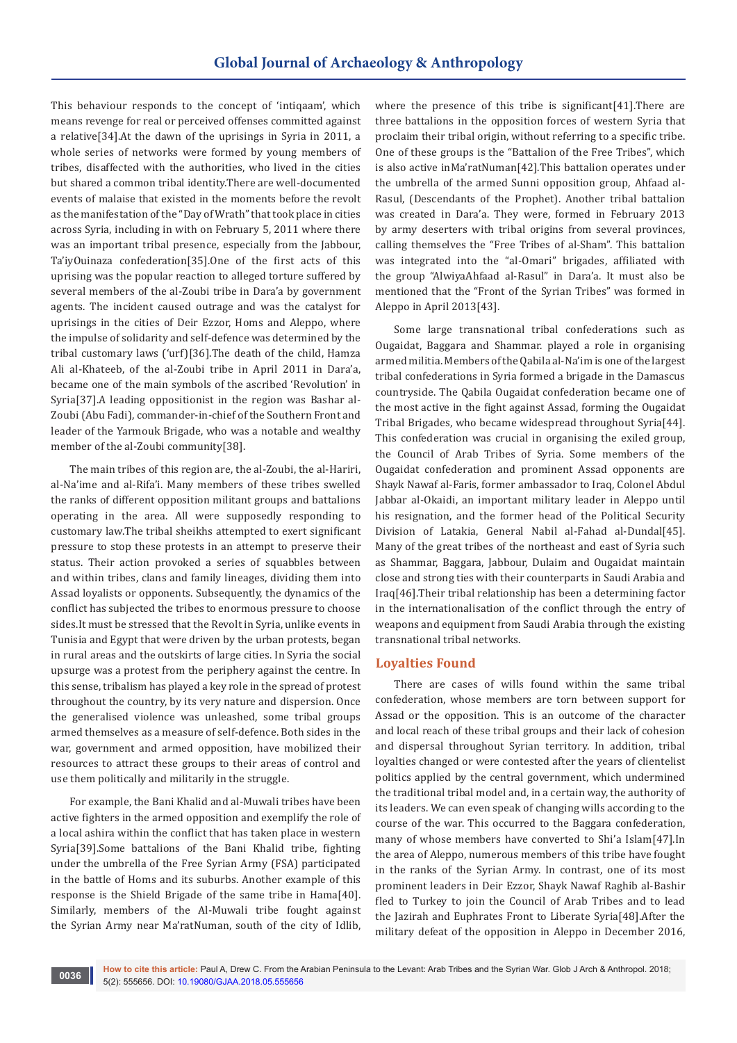This behaviour responds to the concept of 'intiqaam', which means revenge for real or perceived offenses committed against a relative[34].At the dawn of the uprisings in Syria in 2011, a whole series of networks were formed by young members of tribes, disaffected with the authorities, who lived in the cities but shared a common tribal identity.There are well-documented events of malaise that existed in the moments before the revolt as the manifestation of the "Day of Wrath" that took place in cities across Syria, including in with on February 5, 2011 where there was an important tribal presence, especially from the Jabbour, Ta'iyOuinaza confederation[35].One of the first acts of this uprising was the popular reaction to alleged torture suffered by several members of the al-Zoubi tribe in Dara'a by government agents. The incident caused outrage and was the catalyst for uprisings in the cities of Deir Ezzor, Homs and Aleppo, where the impulse of solidarity and self-defence was determined by the tribal customary laws ('urf)[36].The death of the child, Hamza Ali al-Khateeb, of the al-Zoubi tribe in April 2011 in Dara'a, became one of the main symbols of the ascribed 'Revolution' in Syria[37].A leading oppositionist in the region was Bashar al-Zoubi (Abu Fadi), commander-in-chief of the Southern Front and leader of the Yarmouk Brigade, who was a notable and wealthy member of the al-Zoubi community[38].

The main tribes of this region are, the al-Zoubi, the al-Hariri, al-Na'ime and al-Rifa'i. Many members of these tribes swelled the ranks of different opposition militant groups and battalions operating in the area. All were supposedly responding to customary law.The tribal sheikhs attempted to exert significant pressure to stop these protests in an attempt to preserve their status. Their action provoked a series of squabbles between and within tribes, clans and family lineages, dividing them into Assad loyalists or opponents. Subsequently, the dynamics of the conflict has subjected the tribes to enormous pressure to choose sides.It must be stressed that the Revolt in Syria, unlike events in Tunisia and Egypt that were driven by the urban protests, began in rural areas and the outskirts of large cities. In Syria the social upsurge was a protest from the periphery against the centre. In this sense, tribalism has played a key role in the spread of protest throughout the country, by its very nature and dispersion. Once the generalised violence was unleashed, some tribal groups armed themselves as a measure of self-defence. Both sides in the war, government and armed opposition, have mobilized their resources to attract these groups to their areas of control and use them politically and militarily in the struggle.

For example, the Bani Khalid and al-Muwali tribes have been active fighters in the armed opposition and exemplify the role of a local ashira within the conflict that has taken place in western Syria[39].Some battalions of the Bani Khalid tribe, fighting under the umbrella of the Free Syrian Army (FSA) participated in the battle of Homs and its suburbs. Another example of this response is the Shield Brigade of the same tribe in Hama[40]. Similarly, members of the Al-Muwali tribe fought against the Syrian Army near Ma'ratNuman, south of the city of Idlib, where the presence of this tribe is significant[41].There are three battalions in the opposition forces of western Syria that proclaim their tribal origin, without referring to a specific tribe. One of these groups is the "Battalion of the Free Tribes", which is also active inMa'ratNuman[42].This battalion operates under the umbrella of the armed Sunni opposition group, Ahfaad al-Rasul, (Descendants of the Prophet). Another tribal battalion was created in Dara'a. They were, formed in February 2013 by army deserters with tribal origins from several provinces, calling themselves the "Free Tribes of al-Sham". This battalion was integrated into the "al-Omari" brigades, affiliated with the group "AlwiyaAhfaad al-Rasul" in Dara'a. It must also be mentioned that the "Front of the Syrian Tribes" was formed in Aleppo in April 2013[43].

Some large transnational tribal confederations such as Ougaidat, Baggara and Shammar. played a role in organising armed militia. Members of the Qabila al-Na'im is one of the largest tribal confederations in Syria formed a brigade in the Damascus countryside. The Qabila Ougaidat confederation became one of the most active in the fight against Assad, forming the Ougaidat Tribal Brigades, who became widespread throughout Syria[44]. This confederation was crucial in organising the exiled group, the Council of Arab Tribes of Syria. Some members of the Ougaidat confederation and prominent Assad opponents are Shayk Nawaf al-Faris, former ambassador to Iraq, Colonel Abdul Jabbar al-Okaidi, an important military leader in Aleppo until his resignation, and the former head of the Political Security Division of Latakia, General Nabil al-Fahad al-Dundal[45]. Many of the great tribes of the northeast and east of Syria such as Shammar, Baggara, Jabbour, Dulaim and Ougaidat maintain close and strong ties with their counterparts in Saudi Arabia and Iraq[46].Their tribal relationship has been a determining factor in the internationalisation of the conflict through the entry of weapons and equipment from Saudi Arabia through the existing transnational tribal networks.

## Loyalties Found

There are cases of wills found within the same tribal confederation, whose members are torn between support for Assad or the opposition. This is an outcome of the character and local reach of these tribal groups and their lack of cohesion and dispersal throughout Syrian territory. In addition, tribal loyalties changed or were contested after the years of clientelist politics applied by the central government, which undermined the traditional tribal model and, in a certain way, the authority of its leaders. We can even speak of changing wills according to the course of the war. This occurred to the Baggara confederation, many of whose members have converted to Shi'a Islam[47].In the area of Aleppo, numerous members of this tribe have fought in the ranks of the Syrian Army. In contrast, one of its most prominent leaders in Deir Ezzor, Shayk Nawaf Raghib al-Bashir fled to Turkey to join the Council of Arab Tribes and to lead the Jazirah and Euphrates Front to Liberate Syria[48].After the military defeat of the opposition in Aleppo in December 2016,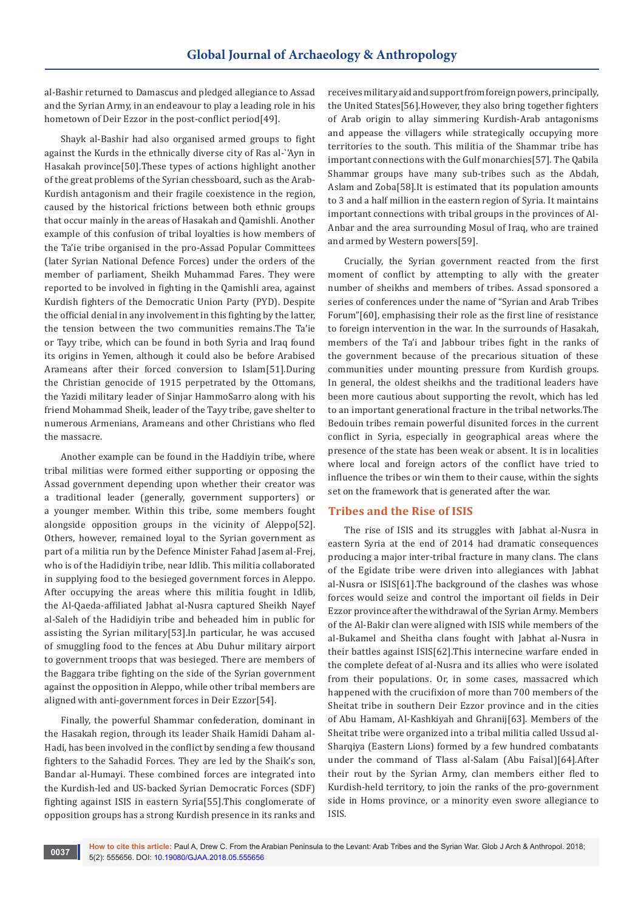al-Bashir returned to Damascus and pledged allegiance to Assad and the Syrian Army, in an endeavour to play a leading role in his hometown of Deir Ezzor in the post-conflict period[49].

Shayk al-Bashir had also organised armed groups to fight against the Kurds in the ethnically diverse city of Ras al-`'Ayn in Hasakah province[50].These types of actions highlight another of the great problems of the Syrian chessboard, such as the Arab-Kurdish antagonism and their fragile coexistence in the region, caused by the historical frictions between both ethnic groups that occur mainly in the areas of Hasakah and Qamishli. Another example of this confusion of tribal loyalties is how members of the Ta'ie tribe organised in the pro-Assad Popular Committees (later Syrian National Defence Forces) under the orders of the member of parliament, Sheikh Muhammad Fares. They were reported to be involved in fighting in the Qamishli area, against Kurdish fighters of the Democratic Union Party (PYD). Despite the official denial in any involvement in this fighting by the latter, the tension between the two communities remains.The Ta'ie or Tayy tribe, which can be found in both Syria and Iraq found its origins in Yemen, although it could also be before Arabised Arameans after their forced conversion to Islam[51].During the Christian genocide of 1915 perpetrated by the Ottomans, the Yazidi military leader of Sinjar HammoSarro along with his friend Mohammad Sheik, leader of the Tayy tribe, gave shelter to numerous Armenians, Arameans and other Christians who fled the massacre.

Another example can be found in the Haddiyin tribe, where tribal militias were formed either supporting or opposing the Assad government depending upon whether their creator was a traditional leader (generally, government supporters) or a younger member. Within this tribe, some members fought alongside opposition groups in the vicinity of Aleppo[52]. Others, however, remained loyal to the Syrian government as part of a militia run by the Defence Minister Fahad Jasem al-Frej, who is of the Hadidiyin tribe, near Idlib. This militia collaborated in supplying food to the besieged government forces in Aleppo. After occupying the areas where this militia fought in Idlib, the Al-Qaeda-affiliated Jabhat al-Nusra captured Sheikh Nayef al-Saleh of the Hadidiyin tribe and beheaded him in public for assisting the Syrian military[53].In particular, he was accused of smuggling food to the fences at Abu Duhur military airport to government troops that was besieged. There are members of the Baggara tribe fighting on the side of the Syrian government against the opposition in Aleppo, while other tribal members are aligned with anti-government forces in Deir Ezzor[54].

Finally, the powerful Shammar confederation, dominant in the Hasakah region, through its leader Shaik Hamidi Daham al-Hadi, has been involved in the conflict by sending a few thousand fighters to the Sahadid Forces. They are led by the Shaik's son, Bandar al-Humayi. These combined forces are integrated into the Kurdish-led and US-backed Syrian Democratic Forces (SDF) fighting against ISIS in eastern Syria[55].This conglomerate of opposition groups has a strong Kurdish presence in its ranks and receives military aid and support from foreign powers, principally, the United States[56].However, they also bring together fighters of Arab origin to allay simmering Kurdish-Arab antagonisms and appease the villagers while strategically occupying more territories to the south. This militia of the Shammar tribe has important connections with the Gulf monarchies[57]. The Qabila Shammar groups have many sub-tribes such as the Abdah, Aslam and Zoba[58].It is estimated that its population amounts to 3 and a half million in the eastern region of Syria. It maintains important connections with tribal groups in the provinces of Al-Anbar and the area surrounding Mosul of Iraq, who are trained and armed by Western powers[59].

Crucially, the Syrian government reacted from the first moment of conflict by attempting to ally with the greater number of sheikhs and members of tribes. Assad sponsored a series of conferences under the name of "Syrian and Arab Tribes Forum"[60], emphasising their role as the first line of resistance to foreign intervention in the war. In the surrounds of Hasakah, members of the Ta'i and Jabbour tribes fight in the ranks of the government because of the precarious situation of these communities under mounting pressure from Kurdish groups. In general, the oldest sheikhs and the traditional leaders have been more cautious about supporting the revolt, which has led to an important generational fracture in the tribal networks.The Bedouin tribes remain powerful disunited forces in the current conflict in Syria, especially in geographical areas where the presence of the state has been weak or absent. It is in localities where local and foreign actors of the conflict have tried to influence the tribes or win them to their cause, within the sights set on the framework that is generated after the war.

## Tribes and the Rise of ISIS

The rise of ISIS and its struggles with Jabhat al-Nusra in eastern Syria at the end of 2014 had dramatic consequences producing a major inter-tribal fracture in many clans. The clans of the Egidate tribe were driven into allegiances with Jabhat al-Nusra or ISIS[61].The background of the clashes was whose forces would seize and control the important oil fields in Deir Ezzor province after the withdrawal of the Syrian Army. Members of the Al-Bakir clan were aligned with ISIS while members of the al-Bukamel and Sheitha clans fought with Jabhat al-Nusra in their battles against ISIS[62].This internecine warfare ended in the complete defeat of al-Nusra and its allies who were isolated from their populations. Or, in some cases, massacred which happened with the crucifixion of more than 700 members of the Sheitat tribe in southern Deir Ezzor province and in the cities of Abu Hamam, Al-Kashkiyah and Ghranij[63]. Members of the Sheitat tribe were organized into a tribal militia called Ussud al-Sharqiya (Eastern Lions) formed by a few hundred combatants under the command of Tlass al-Salam (Abu Faisal)[64].After their rout by the Syrian Army, clan members either fled to Kurdish-held territory, to join the ranks of the pro-government side in Homs province, or a minority even swore allegiance to ISIS.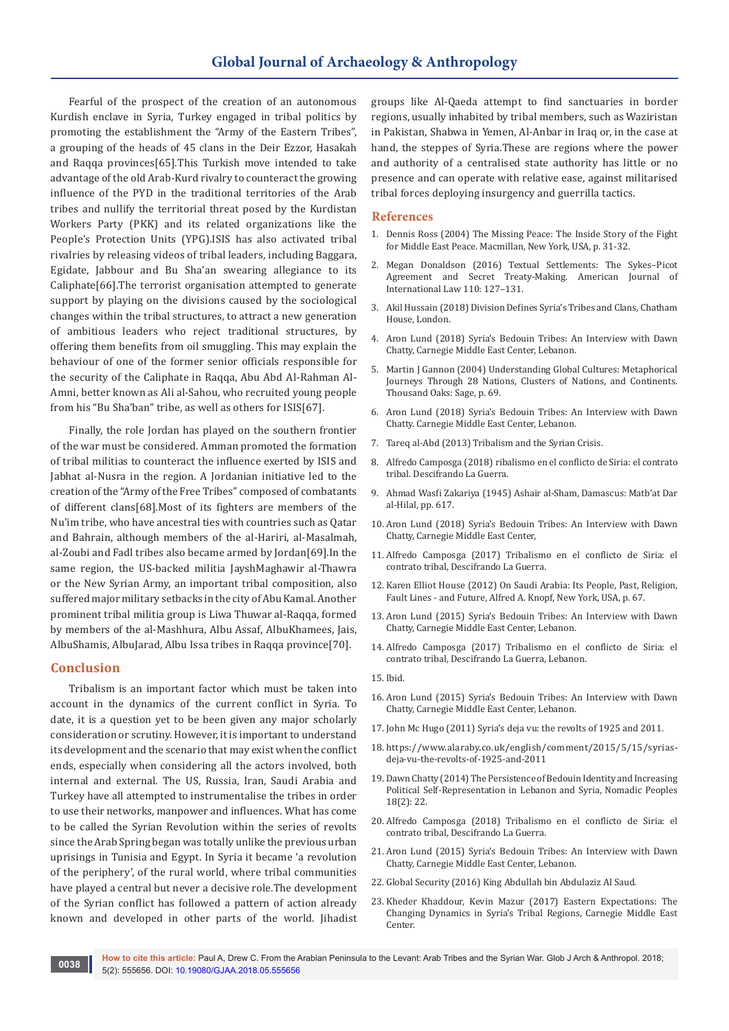Fearful of the prospect of the creation of an autonomous Kurdish enclave in Syria, Turkey engaged in tribal politics by promoting the establishment the "Army of the Eastern Tribes", a grouping of the heads of 45 clans in the Deir Ezzor, Hasakah and Raqqa provinces[65].This Turkish move intended to take advantage of the old Arab-Kurd rivalry to counteract the growing influence of the PYD in the traditional territories of the Arab tribes and nullify the territorial threat posed by the Kurdistan Workers Party (PKK) and its related organizations like the People's Protection Units (YPG).ISIS has also activated tribal rivalries by releasing videos of tribal leaders, including Baggara, Egidate, Jabbour and Bu Sha'an swearing allegiance to its Caliphate[66].The terrorist organisation attempted to generate support by playing on the divisions caused by the sociological changes within the tribal structures, to attract a new generation of ambitious leaders who reject traditional structures, by offering them benefits from oil smuggling. This may explain the behaviour of one of the former senior officials responsible for the security of the Caliphate in Raqqa, Abu Abd Al-Rahman Al-Amni, better known as Ali al-Sahou, who recruited young people from his "Bu Sha'ban" tribe, as well as others for ISIS[67].

Finally, the role Jordan has played on the southern frontier of the war must be considered. Amman promoted the formation of tribal militias to counteract the influence exerted by ISIS and Jabhat al-Nusra in the region. A Jordanian initiative led to the creation of the "Army of the Free Tribes" composed of combatants of different clans[68].Most of its fighters are members of the Nu'im tribe, who have ancestral ties with countries such as Qatar and Bahrain, although members of the al-Hariri, al-Masalmah, al-Zoubi and Fadl tribes also became armed by Jordan[69].In the same region, the US-backed militia JayshMaghawir al-Thawra or the New Syrian Army, an important tribal composition, also suffered major military setbacks in the city of Abu Kamal. Another prominent tribal militia group is Liwa Thuwar al-Raqqa, formed by members of the al-Mashhura, Albu Assaf, AlbuKhamees, Jais, AlbuShamis, AlbuJarad, Albu Issa tribes in Raqqa province[70].

## Conclusion

Tribalism is an important factor which must be taken into account in the dynamics of the current conflict in Syria. To date, it is a question yet to be been given any major scholarly consideration or scrutiny. However, it is important to understand its development and the scenario that may exist when the conflict ends, especially when considering all the actors involved, both internal and external. The US, Russia, Iran, Saudi Arabia and Turkey have all attempted to instrumentalise the tribes in order to use their networks, manpower and influences. What has come to be called the Syrian Revolution within the series of revolts since the Arab Spring began was totally unlike the previous urban uprisings in Tunisia and Egypt. In Syria it became 'a revolution of the periphery', of the rural world, where tribal communities have played a central but never a decisive role.The development of the Syrian conflict has followed a pattern of action already known and developed in other parts of the world. Jihadist groups like Al-Qaeda attempt to find sanctuaries in border regions, usually inhabited by tribal members, such as Waziristan in Pakistan, Shabwa in Yemen, Al-Anbar in Iraq or, in the case at hand, the steppes of Syria.These are regions where the power and authority of a centralised state authority has little or no presence and can operate with relative ease, against militarised tribal forces deploying insurgency and guerrilla tactics.

## References

1. Dennis Ross (2004) The Missing Peace: The Inside Story of the Fight for Middle East Peace. Macmillan, New York, USA, p. 31-32.
2. Megan Donaldson (2016) Textual Settlements: The Sykes–Picot Agreement and Secret Treaty-Making. American Journal of International Law 110: 127–131.
3. Akil Hussain (2018) Division Defines Syria's Tribes and Clans, Chatham House, London.
4. Aron Lund (2018) Syria's Bedouin Tribes: An Interview with Dawn Chatty, Carnegie Middle East Center, Lebanon.
5. Martin J Gannon (2004) Understanding Global Cultures: Metaphorical Journeys Through 28 Nations, Clusters of Nations, and Continents. Thousand Oaks: Sage, p. 69.
6. Aron Lund (2018) Syria's Bedouin Tribes: An Interview with Dawn Chatty. Carnegie Middle East Center, Lebanon.
7. Tareq al-Abd (2013) Tribalism and the Syrian Crisis.
8. Alfredo Camposga (2018) ribalismo en el conflicto de Siria: el contrato tribal. Descifrando La Guerra.
9. Ahmad Wasfi Zakariya (1945) Ashair al-Sham, Damascus: Matb'at Dar al-Hilal, pp. 617.
10. Aron Lund (2018) Syria's Bedouin Tribes: An Interview with Dawn Chatty, Carnegie Middle East Center,
11. Alfredo Camposga (2017) Tribalismo en el conflicto de Siria: el contrato tribal, Descifrando La Guerra.
12. Karen Elliot House (2012) On Saudi Arabia: Its People, Past, Religion, Fault Lines - and Future, Alfred A. Knopf, New York, USA, p. 67.
13. Aron Lund (2015) Syria's Bedouin Tribes: An Interview with Dawn Chatty, Carnegie Middle East Center, Lebanon.
14. Alfredo Camposga (2017) Tribalismo en el conflicto de Siria: el contrato tribal, Descifrando La Guerra, Lebanon.
15. Ibid.
16. Aron Lund (2015) Syria's Bedouin Tribes: An Interview with Dawn Chatty, Carnegie Middle East Center, Lebanon.
17. John Mc Hugo (2011) Syria's deja vu: the revolts of 1925 and 2011.
18. https://www.alaraby.co.uk/english/comment/2015/5/15/syrias-deja-vu-the-revolts-of-1925-and-2011
19. Dawn Chatty (2014) The Persistence of Bedouin Identity and Increasing Political Self-Representation in Lebanon and Syria, Nomadic Peoples 18(2): 22.
20. Alfredo Camposga (2018) Tribalismo en el conflicto de Siria: el contrato tribal, Descifrando La Guerra.
21. Aron Lund (2015) Syria's Bedouin Tribes: An Interview with Dawn Chatty, Carnegie Middle East Center, Lebanon.
22. Global Security (2016) King Abdullah bin Abdulaziz Al Saud.
23. Kheder Khaddour, Kevin Mazur (2017) Eastern Expectations: The Changing Dynamics in Syria's Tribal Regions, Carnegie Middle East Center.

**How to cite this article:** Paul A, Drew C. From the Arabian Peninsula to the Levant: Arab Tribes and the Syrian War. Glob J Arch & Anthropol. 2018; 5(2): 555656. DOI: 10.19080/GJAA.2018.05.555656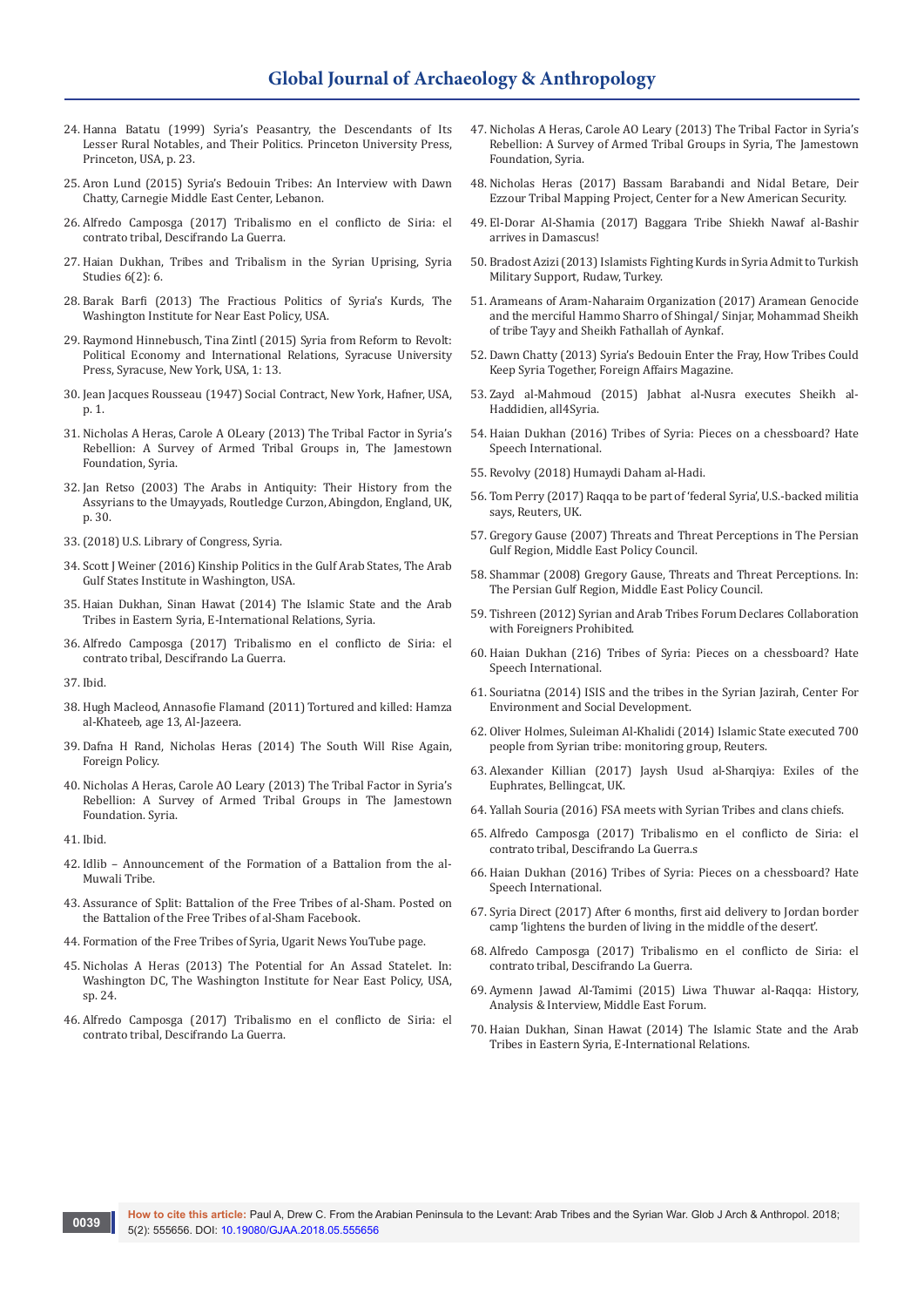24. Hanna Batatu (1999) Syria's Peasantry, the Descendants of Its Lesser Rural Notables, and Their Politics. Princeton University Press, Princeton, USA, p. 23.

25. Aron Lund (2015) Syria's Bedouin Tribes: An Interview with Dawn Chatty, Carnegie Middle East Center, Lebanon.

26. Alfredo Camposga (2017) Tribalismo en el conflicto de Siria: el contrato tribal, Descifrando La Guerra.

27. Haian Dukhan, Tribes and Tribalism in the Syrian Uprising, Syria Studies 6(2): 6.

28. Barak Barfi (2013) The Fractious Politics of Syria's Kurds, The Washington Institute for Near East Policy, USA.

29. Raymond Hinnebusch, Tina Zintl (2015) Syria from Reform to Revolt: Political Economy and International Relations, Syracuse University Press, Syracuse, New York, USA, 1: 13.

30. Jean Jacques Rousseau (1947) Social Contract, New York, Hafner, USA, p. 1.

31. Nicholas A Heras, Carole A OLeary (2013) The Tribal Factor in Syria's Rebellion: A Survey of Armed Tribal Groups in, The Jamestown Foundation, Syria.

32. Jan Retso (2003) The Arabs in Antiquity: Their History from the Assyrians to the Umayyads, Routledge Curzon, Abingdon, England, UK, p. 30.

33. (2018) U.S. Library of Congress, Syria.

34. Scott J Weiner (2016) Kinship Politics in the Gulf Arab States, The Arab Gulf States Institute in Washington, USA.

35. Haian Dukhan, Sinan Hawat (2014) The Islamic State and the Arab Tribes in Eastern Syria, E-International Relations, Syria.

36. Alfredo Camposga (2017) Tribalismo en el conflicto de Siria: el contrato tribal, Descifrando La Guerra.

37. Ibid.

38. Hugh Macleod, Annasofie Flamand (2011) Tortured and killed: Hamza al-Khateeb, age 13, Al-Jazeera.

39. Dafna H Rand, Nicholas Heras (2014) The South Will Rise Again, Foreign Policy.

40. Nicholas A Heras, Carole AO Leary (2013) The Tribal Factor in Syria's Rebellion: A Survey of Armed Tribal Groups in The Jamestown Foundation. Syria.

41. Ibid.

42. Idlib – Announcement of the Formation of a Battalion from the al-Muwali Tribe.

43. Assurance of Split: Battalion of the Free Tribes of al-Sham. Posted on the Battalion of the Free Tribes of al-Sham Facebook.

44. Formation of the Free Tribes of Syria, Ugarit News YouTube page.

45. Nicholas A Heras (2013) The Potential for An Assad Statelet. In: Washington DC, The Washington Institute for Near East Policy, USA, sp. 24.

46. Alfredo Camposga (2017) Tribalismo en el conflicto de Siria: el contrato tribal, Descifrando La Guerra.

47. Nicholas A Heras, Carole AO Leary (2013) The Tribal Factor in Syria's Rebellion: A Survey of Armed Tribal Groups in Syria, The Jamestown Foundation, Syria.

48. Nicholas Heras (2017) Bassam Barabandi and Nidal Betare, Deir Ezzour Tribal Mapping Project, Center for a New American Security.

49. El-Dorar Al-Shamia (2017) Baggara Tribe Shiekh Nawaf al-Bashir arrives in Damascus!

50. Bradost Azizi (2013) Islamists Fighting Kurds in Syria Admit to Turkish Military Support, Rudaw, Turkey.

51. Arameans of Aram-Naharaim Organization (2017) Aramean Genocide and the merciful Hammo Sharro of Shingal/ Sinjar, Mohammad Sheikh of tribe Tayy and Sheikh Fathallah of Aynkaf.

52. Dawn Chatty (2013) Syria's Bedouin Enter the Fray, How Tribes Could Keep Syria Together, Foreign Affairs Magazine.

53. Zayd al-Mahmoud (2015) Jabhat al-Nusra executes Sheikh al-Haddidien, all4Syria.

54. Haian Dukhan (2016) Tribes of Syria: Pieces on a chessboard? Hate Speech International.

55. Revolvy (2018) Humaydi Daham al-Hadi.

56. Tom Perry (2017) Raqqa to be part of 'federal Syria', U.S.-backed militia says, Reuters, UK.

57. Gregory Gause (2007) Threats and Threat Perceptions in The Persian Gulf Region, Middle East Policy Council.

58. Shammar (2008) Gregory Gause, Threats and Threat Perceptions. In: The Persian Gulf Region, Middle East Policy Council.

59. Tishreen (2012) Syrian and Arab Tribes Forum Declares Collaboration with Foreigners Prohibited.

60. Haian Dukhan (216) Tribes of Syria: Pieces on a chessboard? Hate Speech International.

61. Souriatna (2014) ISIS and the tribes in the Syrian Jazirah, Center For Environment and Social Development.

62. Oliver Holmes, Suleiman Al-Khalidi (2014) Islamic State executed 700 people from Syrian tribe: monitoring group, Reuters.

63. Alexander Killian (2017) Jaysh Usud al-Sharqiya: Exiles of the Euphrates, Bellingcat, UK.

64. Yallah Souria (2016) FSA meets with Syrian Tribes and clans chiefs.

65. Alfredo Camposga (2017) Tribalismo en el conflicto de Siria: el contrato tribal, Descifrando La Guerra.s

66. Haian Dukhan (2016) Tribes of Syria: Pieces on a chessboard? Hate Speech International.

67. Syria Direct (2017) After 6 months, first aid delivery to Jordan border camp 'lightens the burden of living in the middle of the desert'.

68. Alfredo Camposga (2017) Tribalismo en el conflicto de Siria: el contrato tribal, Descifrando La Guerra.

69. Aymenn Jawad Al-Tamimi (2015) Liwa Thuwar al-Raqqa: History, Analysis & Interview, Middle East Forum.

70. Haian Dukhan, Sinan Hawat (2014) The Islamic State and the Arab Tribes in Eastern Syria, E-International Relations.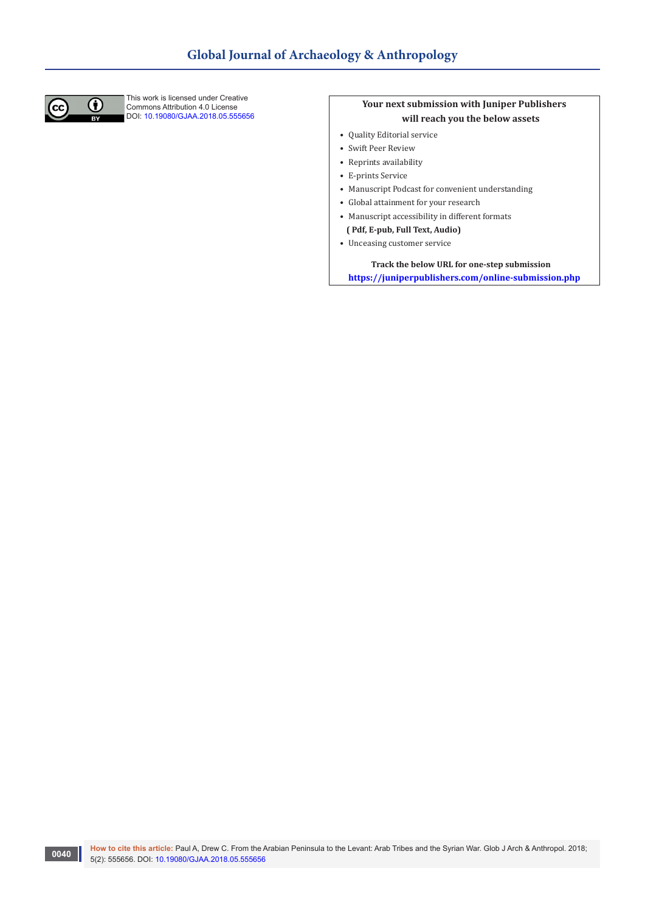This work is licensed under Creative Commons Attribution 4.0 License
DOI: 10.19080/GJAA.2018.05.555656

**Your next submission with Juniper Publishers will reach you the below assets**

- Quality Editorial service
- Swift Peer Review
- Reprints availability
- E-prints Service
- Manuscript Podcast for convenient understanding
- Global attainment for your research
- Manuscript accessibility in different formats

**( Pdf, E-pub, Full Text, Audio)**

- Unceasing customer service

**Track the below URL for one-step submission**
**https://juniperpublishers.com/online-submission.php**

**How to cite this article:** Paul A, Drew C. From the Arabian Peninsula to the Levant: Arab Tribes and the Syrian War. Glob J Arch & Anthropol. 2018; 5(2): 555656. DOI: 10.19080/GJAA.2018.05.555656